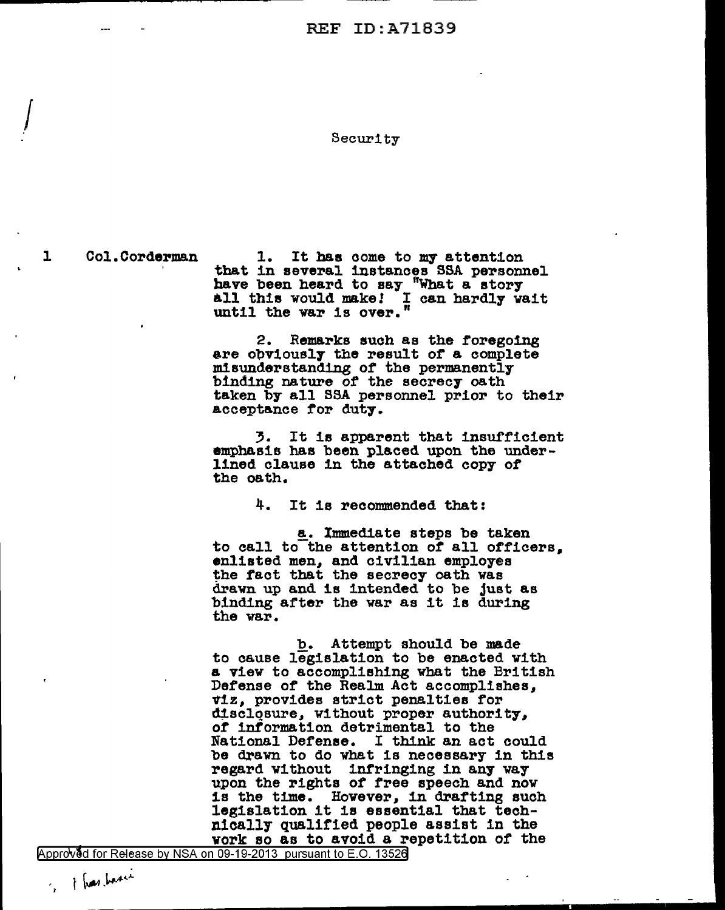REF ID:A71839

Security

1 Col.Corderman

1. It has come to my attention that in several instances SSA personnel have been heard to say "What a story all this would make! I can hardly wait until the war is over."

2. Remarks such as the foregoing are obviously the result of a complete misunderstanding of the permanently binding nature of the secrecy oath taken by all SSA personnel prior to their acceptance for duty.

3. It is apparent that insufficient emphasis has been placed upon the underlined clause in the attached copy of the oath.

4. It is recommended that:

a. Immediate steps be taken to call to the attention of all officers, enlisted men, and civilian employes the fact that the secrecy oath was drawn up and is intended to be just as binding after the war as it is during the war.

b. Attempt should be made to cause legislation to be enacted with a view to accomplishing what the British Defense of the Realm Act accomplishes, viz, provides strict penalties for disclosure, without proper authority, of information detrimental to the National Defense. I think an act could be drawn to do what is necessary in this regard without infringing in any way upon the rights of free speech and now is the time. However, in drafting such legislation it is essential that technically qualified people assist in the work so as to avoid a repetition of the

Approved for Release by NSA on 09-19-2013 pursuant to E.O. 13526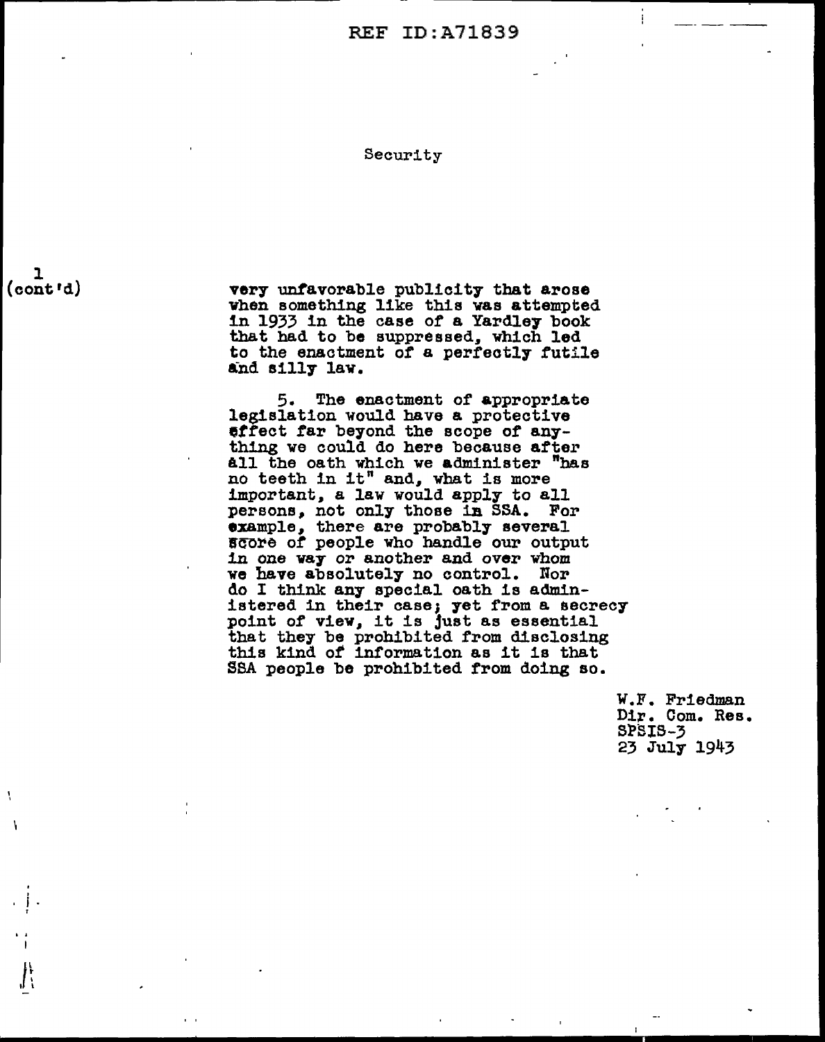Security

1 (cont'd)

very unfavorable publicity that arose when something like this was attempted in 1933 in the case of a Yardley book that had to be suppressed, which led to the enactment of a perfectly futile and silly law.

5. The enactment of appropriate legislation would have a protective effect far beyond the scope of anything we could do here because after all the oath which we administer "has no teeth in it" and, what is more important, a law would apply to all persons, not only those in SSA. For example, there are probably several score of people who handle our output in one way or another and over whom we have absolutely no control. Nor do I think any special oath is administered in their case; yet from a secrecy point of view, it is just as essential that they be prohibited from disclosing this kind of information as it is that SSA people be prohibited from doing so.

W.F. Friedman
Dir. Com. Res.
SPSIS-3
23 July 1943